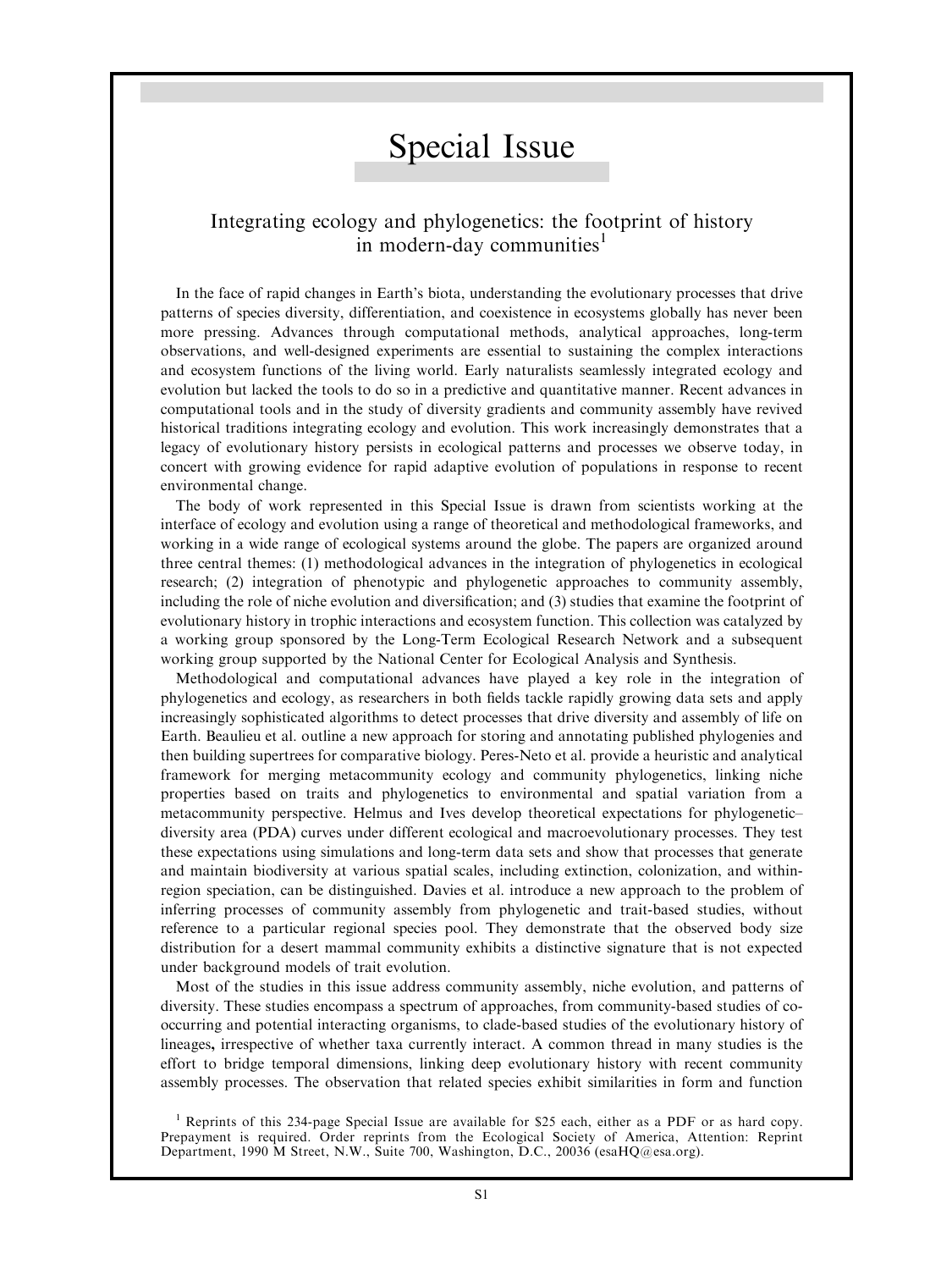# Special Issue

## Integrating ecology and phylogenetics: the footprint of history in modern-day communities[1]

In the face of rapid changes in Earth's biota, understanding the evolutionary processes that drive patterns of species diversity, differentiation, and coexistence in ecosystems globally has never been more pressing. Advances through computational methods, analytical approaches, long-term observations, and well-designed experiments are essential to sustaining the complex interactions and ecosystem functions of the living world. Early naturalists seamlessly integrated ecology and evolution but lacked the tools to do so in a predictive and quantitative manner. Recent advances in computational tools and in the study of diversity gradients and community assembly have revived historical traditions integrating ecology and evolution. This work increasingly demonstrates that a legacy of evolutionary history persists in ecological patterns and processes we observe today, in concert with growing evidence for rapid adaptive evolution of populations in response to recent environmental change.

The body of work represented in this Special Issue is drawn from scientists working at the interface of ecology and evolution using a range of theoretical and methodological frameworks, and working in a wide range of ecological systems around the globe. The papers are organized around three central themes: (1) methodological advances in the integration of phylogenetics in ecological research; (2) integration of phenotypic and phylogenetic approaches to community assembly, including the role of niche evolution and diversification; and (3) studies that examine the footprint of evolutionary history in trophic interactions and ecosystem function. This collection was catalyzed by a working group sponsored by the Long-Term Ecological Research Network and a subsequent working group supported by the National Center for Ecological Analysis and Synthesis.

Methodological and computational advances have played a key role in the integration of phylogenetics and ecology, as researchers in both fields tackle rapidly growing data sets and apply increasingly sophisticated algorithms to detect processes that drive diversity and assembly of life on Earth. Beaulieu et al. outline a new approach for storing and annotating published phylogenies and then building supertrees for comparative biology. Peres-Neto et al. provide a heuristic and analytical framework for merging metacommunity ecology and community phylogenetics, linking niche properties based on traits and phylogenetics to environmental and spatial variation from a metacommunity perspective. Helmus and Ives develop theoretical expectations for phylogenetic–diversity area (PDA) curves under different ecological and macroevolutionary processes. They test these expectations using simulations and long-term data sets and show that processes that generate and maintain biodiversity at various spatial scales, including extinction, colonization, and within-region speciation, can be distinguished. Davies et al. introduce a new approach to the problem of inferring processes of community assembly from phylogenetic and trait-based studies, without reference to a particular regional species pool. They demonstrate that the observed body size distribution for a desert mammal community exhibits a distinctive signature that is not expected under background models of trait evolution.

Most of the studies in this issue address community assembly, niche evolution, and patterns of diversity. These studies encompass a spectrum of approaches, from community-based studies of co-occurring and potential interacting organisms, to clade-based studies of the evolutionary history of lineages**,** irrespective of whether taxa currently interact. A common thread in many studies is the effort to bridge temporal dimensions, linking deep evolutionary history with recent community assembly processes. The observation that related species exhibit similarities in form and function

[1] Reprints of this 234-page Special Issue are available for $25 each, either as a PDF or as hard copy. Prepayment is required. Order reprints from the Ecological Society of America, Attention: Reprint Department, 1990 M Street, N.W., Suite 700, Washington, D.C., 20036 (esaHQ@esa.org).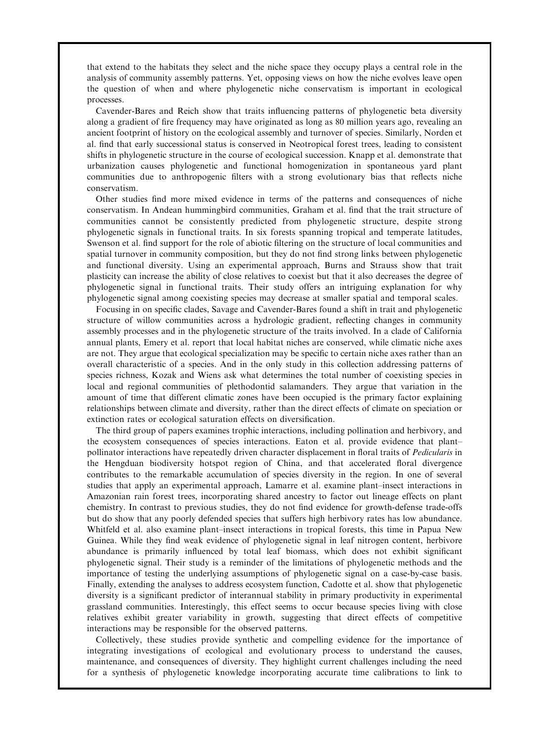that extend to the habitats they select and the niche space they occupy plays a central role in the analysis of community assembly patterns. Yet, opposing views on how the niche evolves leave open the question of when and where phylogenetic niche conservatism is important in ecological processes.

Cavender-Bares and Reich show that traits influencing patterns of phylogenetic beta diversity along a gradient of fire frequency may have originated as long as 80 million years ago, revealing an ancient footprint of history on the ecological assembly and turnover of species. Similarly, Norden et al. find that early successional status is conserved in Neotropical forest trees, leading to consistent shifts in phylogenetic structure in the course of ecological succession. Knapp et al. demonstrate that urbanization causes phylogenetic and functional homogenization in spontaneous yard plant communities due to anthropogenic filters with a strong evolutionary bias that reflects niche conservatism.

Other studies find more mixed evidence in terms of the patterns and consequences of niche conservatism. In Andean hummingbird communities, Graham et al. find that the trait structure of communities cannot be consistently predicted from phylogenetic structure, despite strong phylogenetic signals in functional traits. In six forests spanning tropical and temperate latitudes, Swenson et al. find support for the role of abiotic filtering on the structure of local communities and spatial turnover in community composition, but they do not find strong links between phylogenetic and functional diversity. Using an experimental approach, Burns and Strauss show that trait plasticity can increase the ability of close relatives to coexist but that it also decreases the degree of phylogenetic signal in functional traits. Their study offers an intriguing explanation for why phylogenetic signal among coexisting species may decrease at smaller spatial and temporal scales.

Focusing in on specific clades, Savage and Cavender-Bares found a shift in trait and phylogenetic structure of willow communities across a hydrologic gradient, reflecting changes in community assembly processes and in the phylogenetic structure of the traits involved. In a clade of California annual plants, Emery et al. report that local habitat niches are conserved, while climatic niche axes are not. They argue that ecological specialization may be specific to certain niche axes rather than an overall characteristic of a species. And in the only study in this collection addressing patterns of species richness, Kozak and Wiens ask what determines the total number of coexisting species in local and regional communities of plethodontid salamanders. They argue that variation in the amount of time that different climatic zones have been occupied is the primary factor explaining relationships between climate and diversity, rather than the direct effects of climate on speciation or extinction rates or ecological saturation effects on diversification.

The third group of papers examines trophic interactions, including pollination and herbivory, and the ecosystem consequences of species interactions. Eaton et al. provide evidence that plant–pollinator interactions have repeatedly driven character displacement in floral traits of *Pedicularis* in the Hengduan biodiversity hotspot region of China, and that accelerated floral divergence contributes to the remarkable accumulation of species diversity in the region. In one of several studies that apply an experimental approach, Lamarre et al. examine plant–insect interactions in Amazonian rain forest trees, incorporating shared ancestry to factor out lineage effects on plant chemistry. In contrast to previous studies, they do not find evidence for growth-defense trade-offs but do show that any poorly defended species that suffers high herbivory rates has low abundance. Whitfeld et al. also examine plant–insect interactions in tropical forests, this time in Papua New Guinea. While they find weak evidence of phylogenetic signal in leaf nitrogen content, herbivore abundance is primarily influenced by total leaf biomass, which does not exhibit significant phylogenetic signal. Their study is a reminder of the limitations of phylogenetic methods and the importance of testing the underlying assumptions of phylogenetic signal on a case-by-case basis. Finally, extending the analyses to address ecosystem function, Cadotte et al. show that phylogenetic diversity is a significant predictor of interannual stability in primary productivity in experimental grassland communities. Interestingly, this effect seems to occur because species living with close relatives exhibit greater variability in growth, suggesting that direct effects of competitive interactions may be responsible for the observed patterns.

Collectively, these studies provide synthetic and compelling evidence for the importance of integrating investigations of ecological and evolutionary process to understand the causes, maintenance, and consequences of diversity. They highlight current challenges including the need for a synthesis of phylogenetic knowledge incorporating accurate time calibrations to link to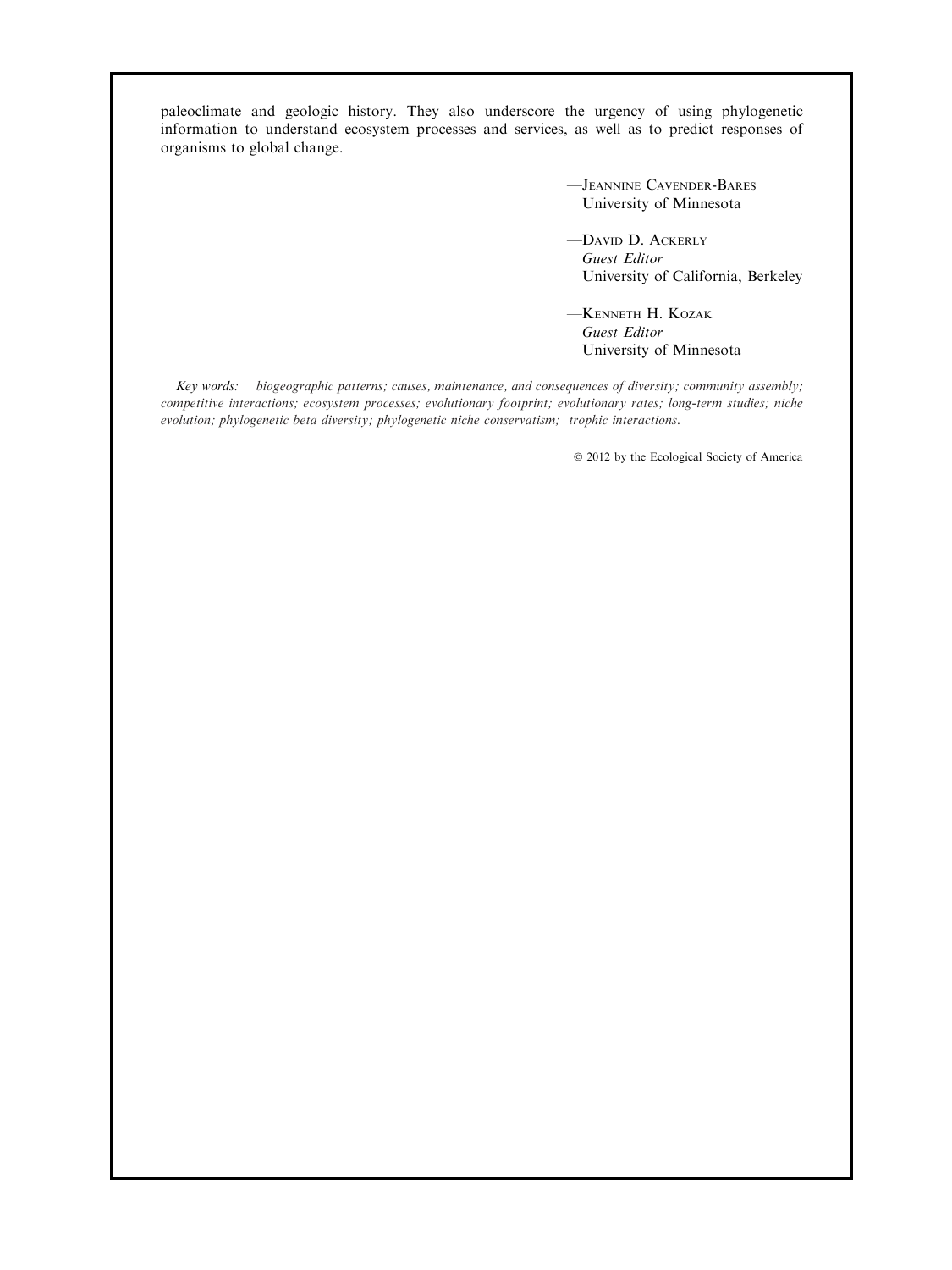paleoclimate and geologic history. They also underscore the urgency of using phylogenetic information to understand ecosystem processes and services, as well as to predict responses of organisms to global change.

—Jeannine Cavender-Bares  
University of Minnesota

—David D. Ackerly  
*Guest Editor*  
University of California, Berkeley

—Kenneth H. Kozak  
*Guest Editor*  
University of Minnesota

*Key words: biogeographic patterns; causes, maintenance, and consequences of diversity; community assembly; competitive interactions; ecosystem processes; evolutionary footprint; evolutionary rates; long-term studies; niche evolution; phylogenetic beta diversity; phylogenetic niche conservatism; trophic interactions.*

© 2012 by the Ecological Society of America